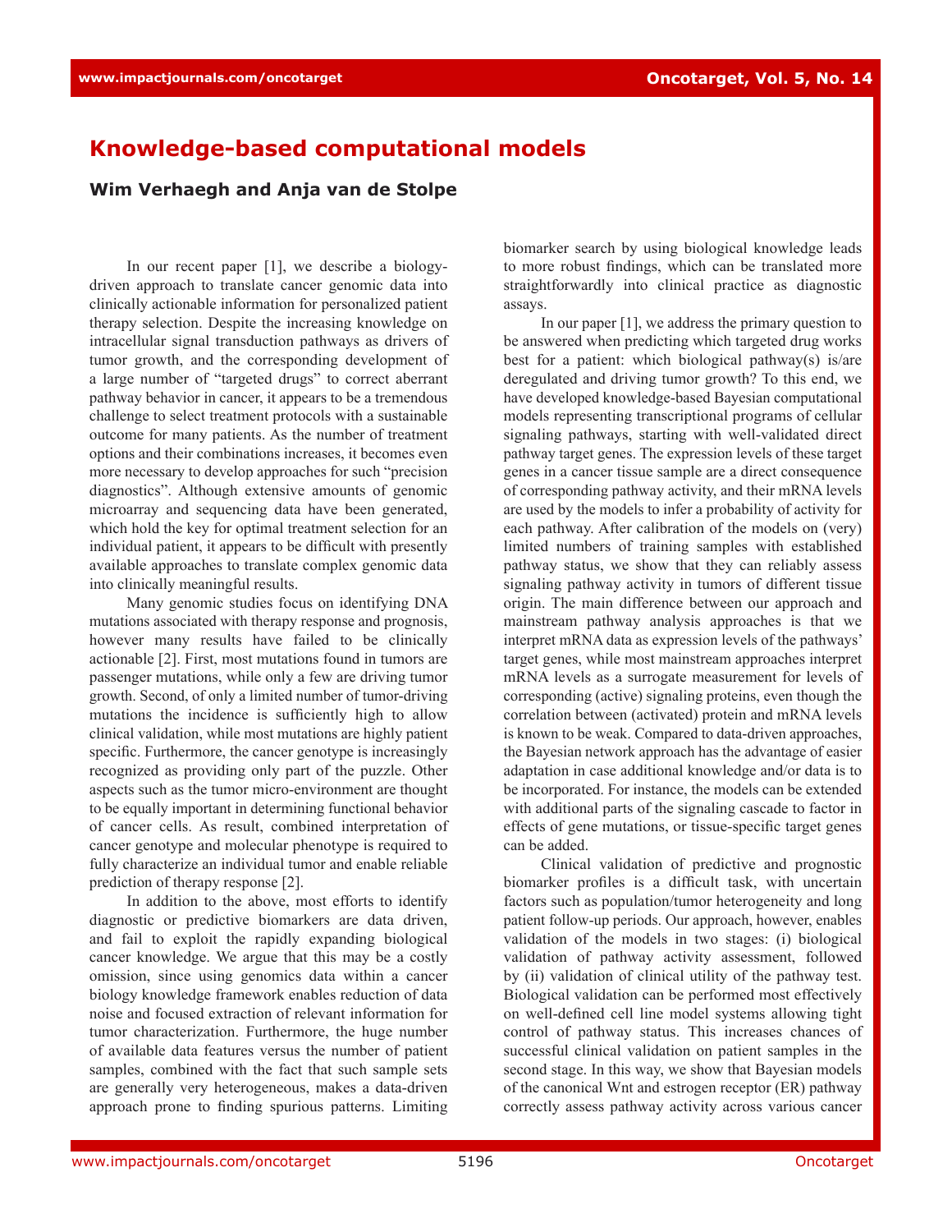# Knowledge-based computational models

**Wim Verhaegh and Anja van de Stolpe**

In our recent paper [1], we describe a biology-driven approach to translate cancer genomic data into clinically actionable information for personalized patient therapy selection. Despite the increasing knowledge on intracellular signal transduction pathways as drivers of tumor growth, and the corresponding development of a large number of "targeted drugs" to correct aberrant pathway behavior in cancer, it appears to be a tremendous challenge to select treatment protocols with a sustainable outcome for many patients. As the number of treatment options and their combinations increases, it becomes even more necessary to develop approaches for such "precision diagnostics". Although extensive amounts of genomic microarray and sequencing data have been generated, which hold the key for optimal treatment selection for an individual patient, it appears to be difficult with presently available approaches to translate complex genomic data into clinically meaningful results.

Many genomic studies focus on identifying DNA mutations associated with therapy response and prognosis, however many results have failed to be clinically actionable [2]. First, most mutations found in tumors are passenger mutations, while only a few are driving tumor growth. Second, of only a limited number of tumor-driving mutations the incidence is sufficiently high to allow clinical validation, while most mutations are highly patient specific. Furthermore, the cancer genotype is increasingly recognized as providing only part of the puzzle. Other aspects such as the tumor micro-environment are thought to be equally important in determining functional behavior of cancer cells. As result, combined interpretation of cancer genotype and molecular phenotype is required to fully characterize an individual tumor and enable reliable prediction of therapy response [2].

In addition to the above, most efforts to identify diagnostic or predictive biomarkers are data driven, and fail to exploit the rapidly expanding biological cancer knowledge. We argue that this may be a costly omission, since using genomics data within a cancer biology knowledge framework enables reduction of data noise and focused extraction of relevant information for tumor characterization. Furthermore, the huge number of available data features versus the number of patient samples, combined with the fact that such sample sets are generally very heterogeneous, makes a data-driven approach prone to finding spurious patterns. Limiting biomarker search by using biological knowledge leads to more robust findings, which can be translated more straightforwardly into clinical practice as diagnostic assays.

In our paper [1], we address the primary question to be answered when predicting which targeted drug works best for a patient: which biological pathway(s) is/are deregulated and driving tumor growth? To this end, we have developed knowledge-based Bayesian computational models representing transcriptional programs of cellular signaling pathways, starting with well-validated direct pathway target genes. The expression levels of these target genes in a cancer tissue sample are a direct consequence of corresponding pathway activity, and their mRNA levels are used by the models to infer a probability of activity for each pathway. After calibration of the models on (very) limited numbers of training samples with established pathway status, we show that they can reliably assess signaling pathway activity in tumors of different tissue origin. The main difference between our approach and mainstream pathway analysis approaches is that we interpret mRNA data as expression levels of the pathways' target genes, while most mainstream approaches interpret mRNA levels as a surrogate measurement for levels of corresponding (active) signaling proteins, even though the correlation between (activated) protein and mRNA levels is known to be weak. Compared to data-driven approaches, the Bayesian network approach has the advantage of easier adaptation in case additional knowledge and/or data is to be incorporated. For instance, the models can be extended with additional parts of the signaling cascade to factor in effects of gene mutations, or tissue-specific target genes can be added.

Clinical validation of predictive and prognostic biomarker profiles is a difficult task, with uncertain factors such as population/tumor heterogeneity and long patient follow-up periods. Our approach, however, enables validation of the models in two stages: (i) biological validation of pathway activity assessment, followed by (ii) validation of clinical utility of the pathway test. Biological validation can be performed most effectively on well-defined cell line model systems allowing tight control of pathway status. This increases chances of successful clinical validation on patient samples in the second stage. In this way, we show that Bayesian models of the canonical Wnt and estrogen receptor (ER) pathway correctly assess pathway activity across various cancer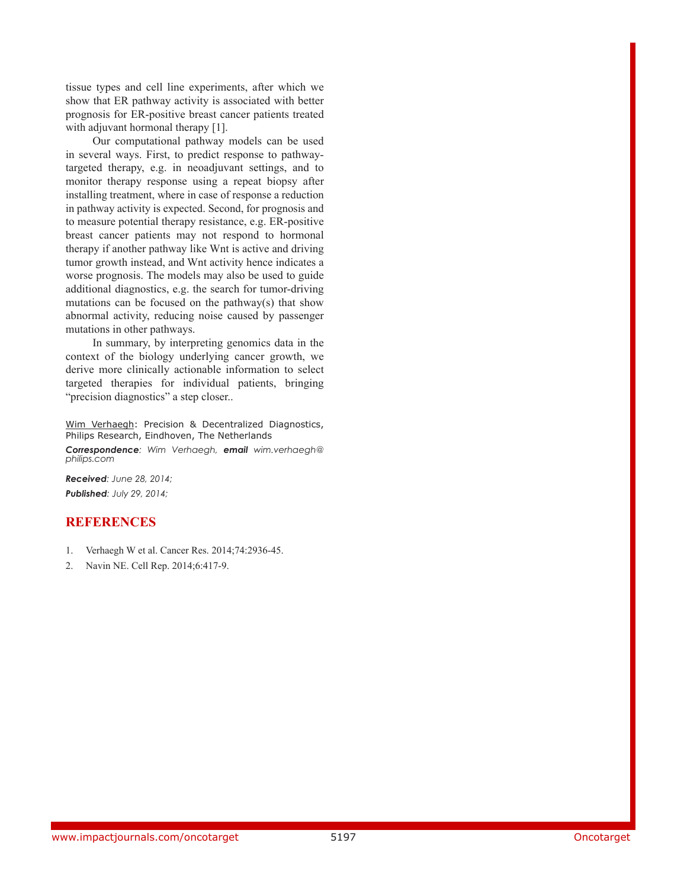tissue types and cell line experiments, after which we show that ER pathway activity is associated with better prognosis for ER-positive breast cancer patients treated with adjuvant hormonal therapy [1].

Our computational pathway models can be used in several ways. First, to predict response to pathway-targeted therapy, e.g. in neoadjuvant settings, and to monitor therapy response using a repeat biopsy after installing treatment, where in case of response a reduction in pathway activity is expected. Second, for prognosis and to measure potential therapy resistance, e.g. ER-positive breast cancer patients may not respond to hormonal therapy if another pathway like Wnt is active and driving tumor growth instead, and Wnt activity hence indicates a worse prognosis. The models may also be used to guide additional diagnostics, e.g. the search for tumor-driving mutations can be focused on the pathway(s) that show abnormal activity, reducing noise caused by passenger mutations in other pathways.

In summary, by interpreting genomics data in the context of the biology underlying cancer growth, we derive more clinically actionable information to select targeted therapies for individual patients, bringing "precision diagnostics" a step closer..

Wim Verhaegh: Precision & Decentralized Diagnostics, Philips Research, Eindhoven, The Netherlands

***Correspondence***: *Wim Verhaegh,* ***email*** *wim.verhaegh@philips.com*

***Received***: *June 28, 2014;*

***Published***: *July 29, 2014;*

## REFERENCES

1. Verhaegh W et al. Cancer Res. 2014;74:2936-45.
2. Navin NE. Cell Rep. 2014;6:417-9.